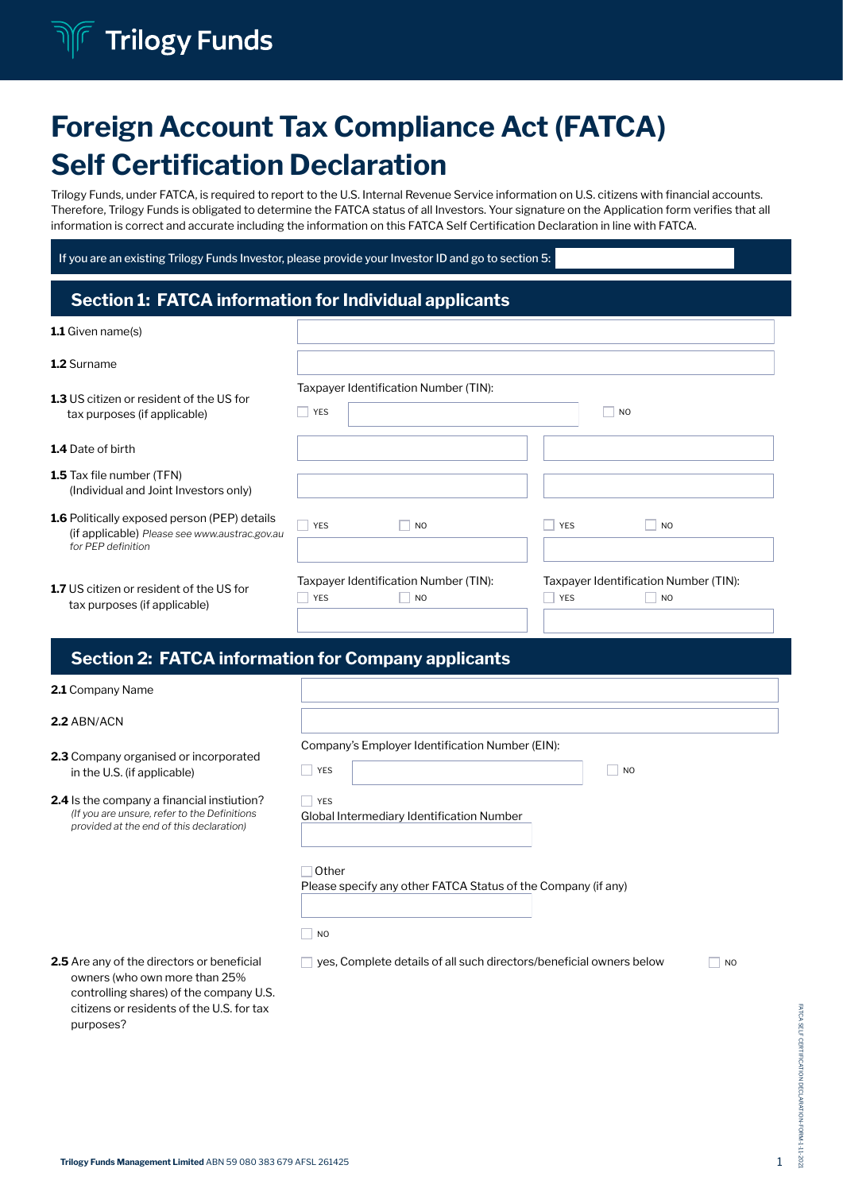Trilogy Funds

# Foreign Account Tax Compliance Act (FATCA) Self Certification Declaration

Trilogy Funds, under FATCA, is required to report to the U.S. Internal Revenue Service information on U.S. citizens with financial accounts. Therefore, Trilogy Funds is obligated to determine the FATCA status of all Investors. Your signature on the Application form verifies that all information is correct and accurate including the information on this FATCA Self Certification Declaration in line with FATCA.

If you are an existing Trilogy Funds Investor, please provide your Investor ID and go to section 5:

## Section 1: FATCA information for Individual applicants

**1.1** Given name(s)

**1.2** Surname

**1.3** US citizen or resident of the US for tax purposes (if applicable)

Taxpayer Identification Number (TIN):
☐ YES ☐ NO

**1.4** Date of birth

**1.5** Tax file number (TFN) (Individual and Joint Investors only)

**1.6** Politically exposed person (PEP) details (if applicable) *Please see www.austrac.gov.au for PEP definition*

☐ YES ☐ NO | ☐ YES ☐ NO

**1.7** US citizen or resident of the US for tax purposes (if applicable)

Taxpayer Identification Number (TIN):
☐ YES ☐ NO

Taxpayer Identification Number (TIN):
☐ YES ☐ NO

## Section 2: FATCA information for Company applicants

**2.1** Company Name

**2.2** ABN/ACN

**2.3** Company organised or incorporated in the U.S. (if applicable)

Company's Employer Identification Number (EIN):
☐ YES ☐ NO

**2.4** Is the company a financial instiution? *(If you are unsure, refer to the Definitions provided at the end of this declaration)*

☐ YES
Global Intermediary Identification Number

☐ Other
Please specify any other FATCA Status of the Company (if any)

☐ NO

**2.5** Are any of the directors or beneficial owners (who own more than 25% controlling shares) of the company U.S. citizens or residents of the U.S. for tax purposes?

☐ yes, Complete details of all such directors/beneficial owners below ☐ NO

Trilogy Funds Management Limited ABN 59 080 383 679 AFSL 261425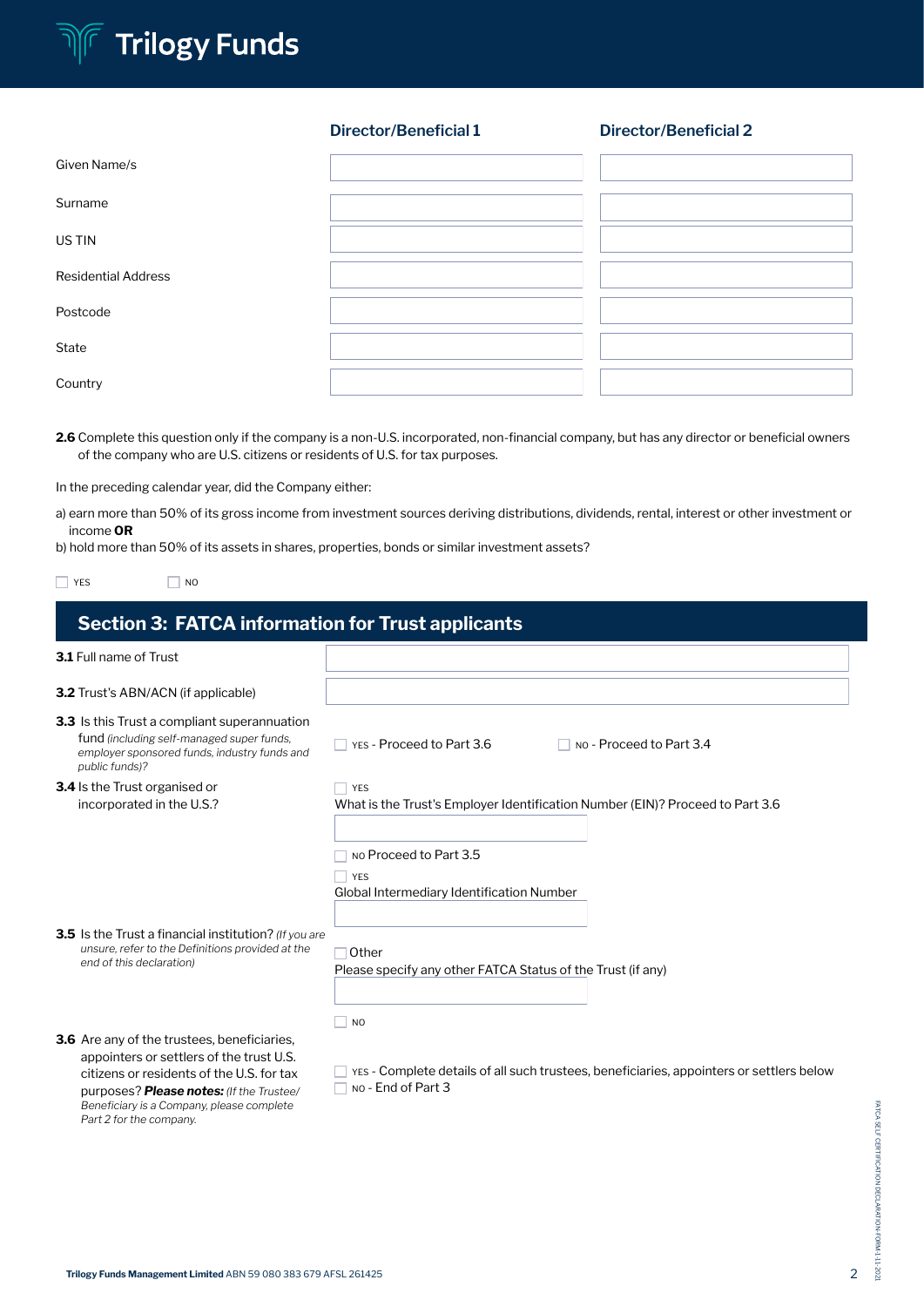| | Director/Beneficial 1 | Director/Beneficial 2 |
|---|---|---|
| Given Name/s | | |
| Surname | | |
| US TIN | | |
| Residential Address | | |
| Postcode | | |
| State | | |
| Country | | |

**2.6** Complete this question only if the company is a non-U.S. incorporated, non-financial company, but has any director or beneficial owners of the company who are U.S. citizens or residents of U.S. for tax purposes.

In the preceding calendar year, did the Company either:

a) earn more than 50% of its gross income from investment sources deriving distributions, dividends, rental, interest or other investment or income **OR**
b) hold more than 50% of its assets in shares, properties, bonds or similar investment assets?

☐ YES ☐ NO

## Section 3: FATCA information for Trust applicants

**3.1** Full name of Trust

**3.2** Trust's ABN/ACN (if applicable)

**3.3** Is this Trust a compliant superannuation fund *(including self-managed super funds, employer sponsored funds, industry funds and public funds)?*

☐ YES - Proceed to Part 3.6 ☐ NO - Proceed to Part 3.4

**3.4** Is the Trust organised or incorporated in the U.S.?

☐ YES
What is the Trust's Employer Identification Number (EIN)? Proceed to Part 3.6

☐ NO Proceed to Part 3.5

**3.5** Is the Trust a financial institution? *(If you are unsure, refer to the Definitions provided at the end of this declaration)*

☐ YES
Global Intermediary Identification Number

☐ Other
Please specify any other FATCA Status of the Trust (if any)

☐ NO

**3.6** Are any of the trustees, beneficiaries, appointers or settlers of the trust U.S. citizens or residents of the U.S. for tax purposes? ***Please notes:*** *(If the Trustee/ Beneficiary is a Company, please complete Part 2 for the company.*

☐ YES - Complete details of all such trustees, beneficiaries, appointers or settlers below
☐ NO - End of Part 3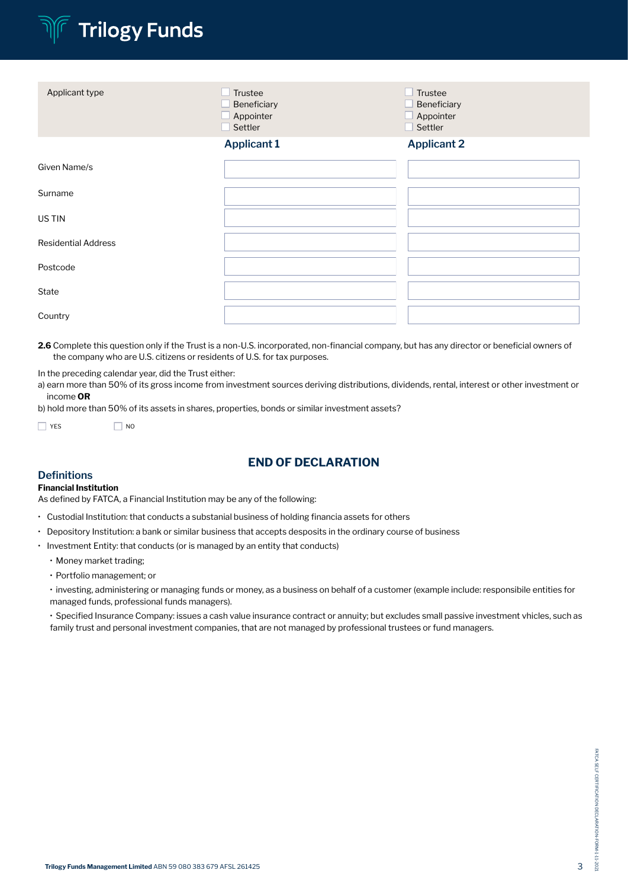| | Applicant 1 | Applicant 2 |
|---|---|---|
| Applicant type | ☐ Trustee<br>☐ Beneficiary<br>☐ Appointer<br>☐ Settler | ☐ Trustee<br>☐ Beneficiary<br>☐ Appointer<br>☐ Settler |
| Given Name/s | | |
| Surname | | |
| US TIN | | |
| Residential Address | | |
| Postcode | | |
| State | | |
| Country | | |

**2.6** Complete this question only if the Trust is a non-U.S. incorporated, non-financial company, but has any director or beneficial owners of the company who are U.S. citizens or residents of U.S. for tax purposes.

In the preceding calendar year, did the Trust either:

a) earn more than 50% of its gross income from investment sources deriving distributions, dividends, rental, interest or other investment or income **OR**

b) hold more than 50% of its assets in shares, properties, bonds or similar investment assets?

☐ YES ☐ NO

## END OF DECLARATION

## Definitions

**Financial Institution**

As defined by FATCA, a Financial Institution may be any of the following:

- Custodial Institution: that conducts a substanial business of holding financia assets for others
- Depository Institution: a bank or similar business that accepts desposits in the ordinary course of business
- Investment Entity: that conducts (or is managed by an entity that conducts)
  - Money market trading;
  - Portfolio management; or
  - investing, administering or managing funds or money, as a business on behalf of a customer (example include: responsibile entities for managed funds, professional funds managers).
  - Specified Insurance Company: issues a cash value insurance contract or annuity; but excludes small passive investment vhicles, such as family trust and personal investment companies, that are not managed by professional trustees or fund managers.

**Trilogy Funds Management Limited** ABN 59 080 383 679 AFSL 261425